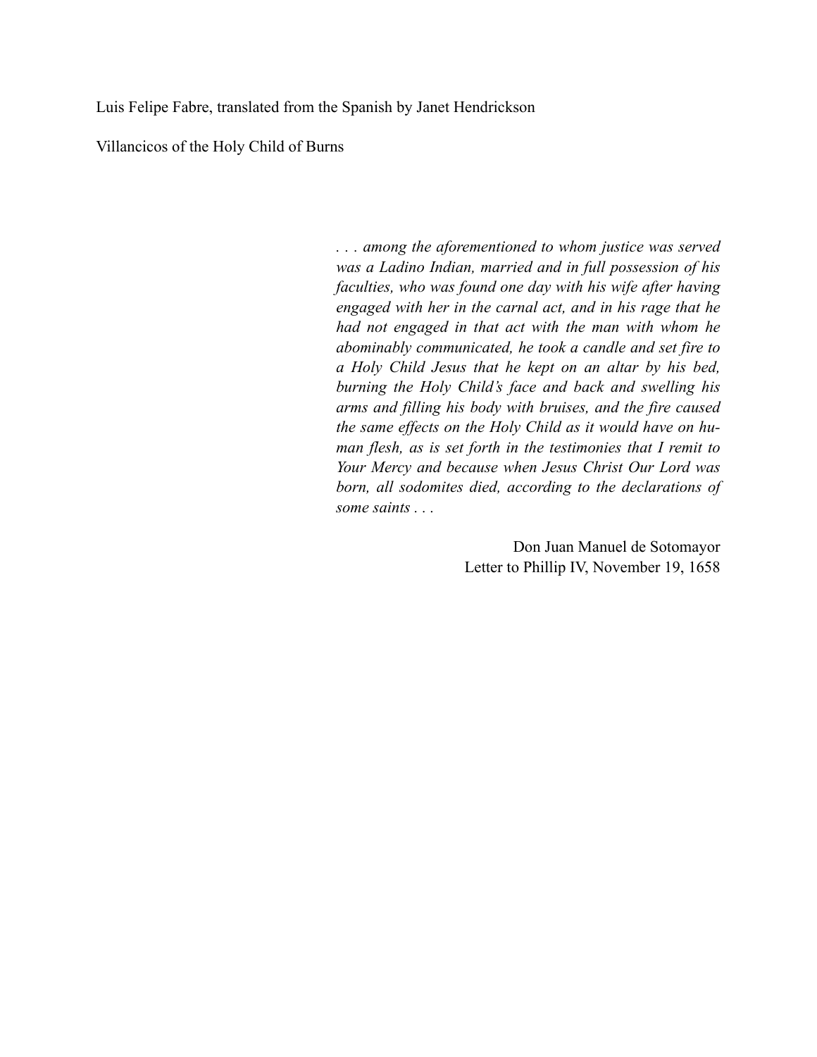Luis Felipe Fabre, translated from the Spanish by Janet Hendrickson

# Villancicos of the Holy Child of Burns

> *. . . among the aforementioned to whom justice was served was a Ladino Indian, married and in full possession of his faculties, who was found one day with his wife after having engaged with her in the carnal act, and in his rage that he had not engaged in that act with the man with whom he abominably communicated, he took a candle and set fire to a Holy Child Jesus that he kept on an altar by his bed, burning the Holy Child's face and back and swelling his arms and filling his body with bruises, and the fire caused the same effects on the Holy Child as it would have on human flesh, as is set forth in the testimonies that I remit to Your Mercy and because when Jesus Christ Our Lord was born, all sodomites died, according to the declarations of some saints . . .*
>
> Don Juan Manuel de Sotomayor
> Letter to Phillip IV, November 19, 1658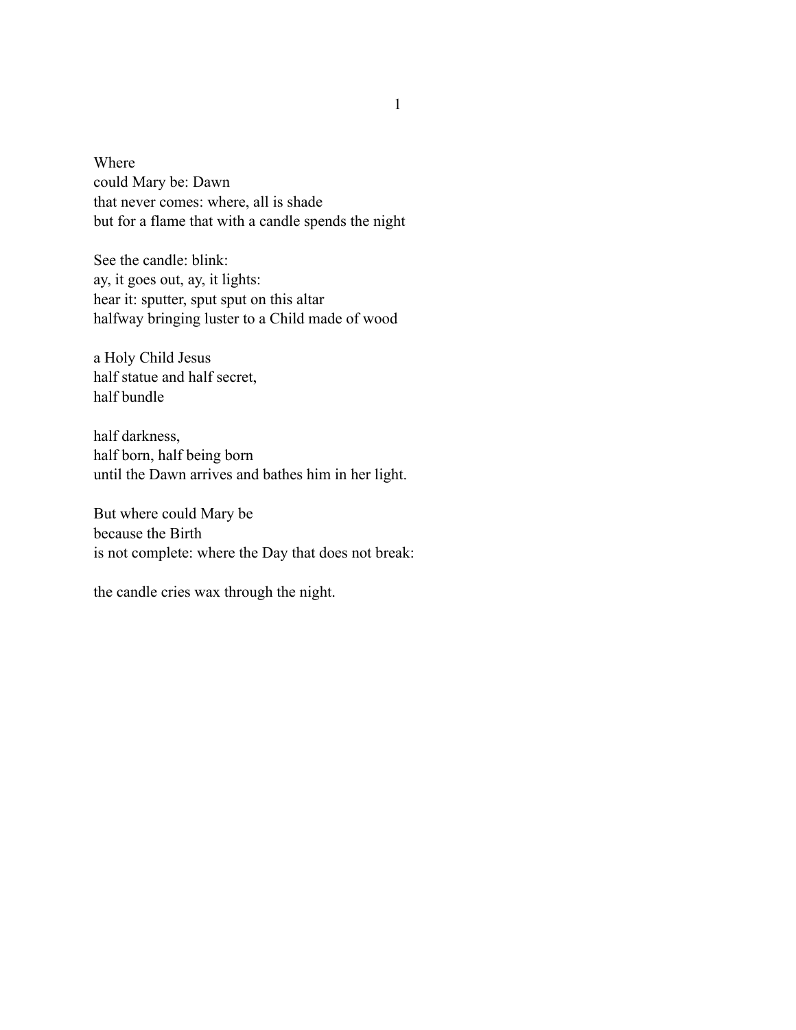Where  
could Mary be: Dawn  
that never comes: where, all is shade  
but for a flame that with a candle spends the night

See the candle: blink:  
ay, it goes out, ay, it lights:  
hear it: sputter, sput sput on this altar  
halfway bringing luster to a Child made of wood

a Holy Child Jesus  
half statue and half secret,  
half bundle

half darkness,  
half born, half being born  
until the Dawn arrives and bathes him in her light.

But where could Mary be  
because the Birth  
is not complete: where the Day that does not break:

the candle cries wax through the night.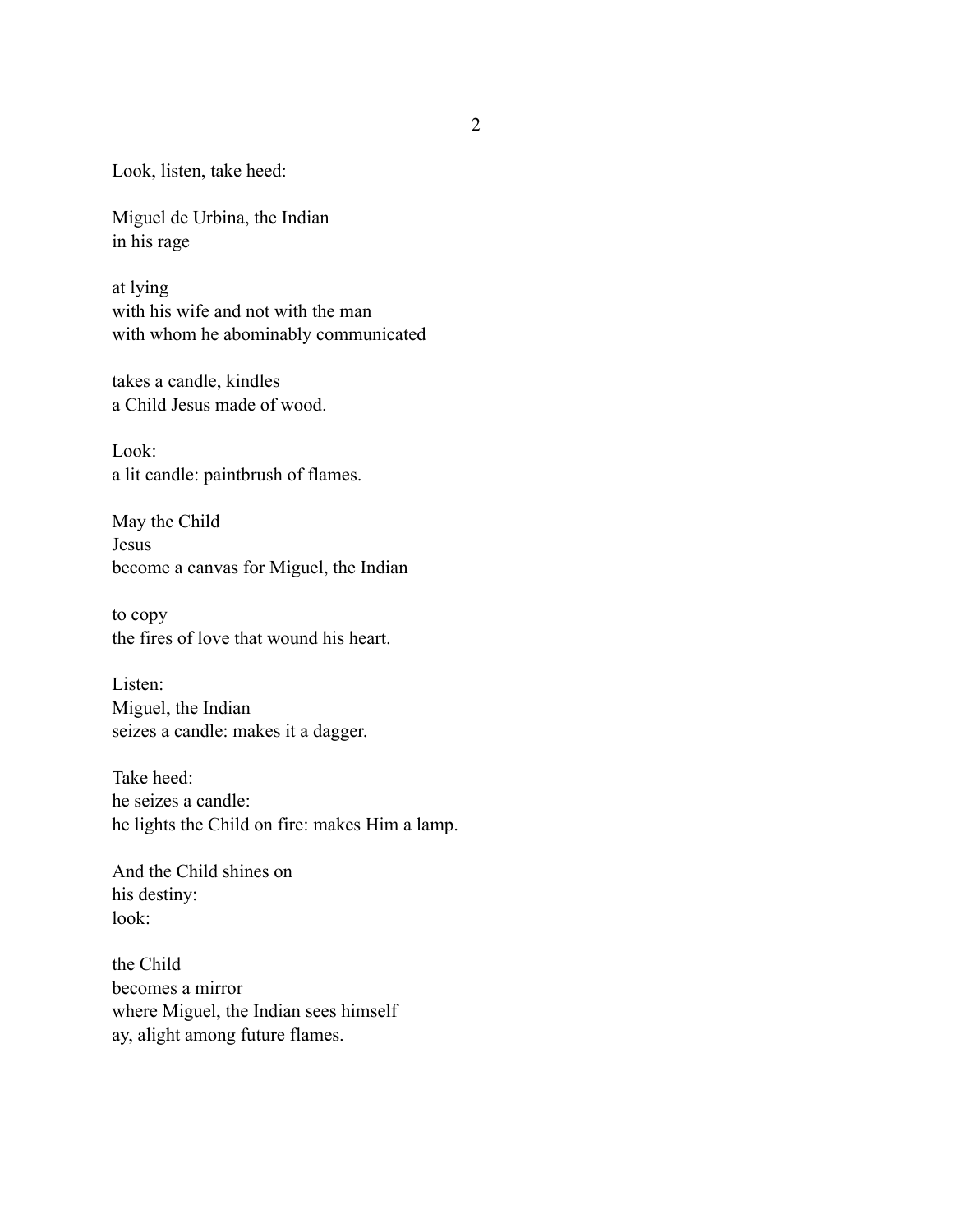Look, listen, take heed:

Miguel de Urbina, the Indian  
in his rage

at lying  
with his wife and not with the man  
with whom he abominably communicated

takes a candle, kindles  
a Child Jesus made of wood.

Look:  
a lit candle: paintbrush of flames.

May the Child  
Jesus  
become a canvas for Miguel, the Indian

to copy  
the fires of love that wound his heart.

Listen:  
Miguel, the Indian  
seizes a candle: makes it a dagger.

Take heed:  
he seizes a candle:  
he lights the Child on fire: makes Him a lamp.

And the Child shines on  
his destiny:  
look:

the Child  
becomes a mirror  
where Miguel, the Indian sees himself  
ay, alight among future flames.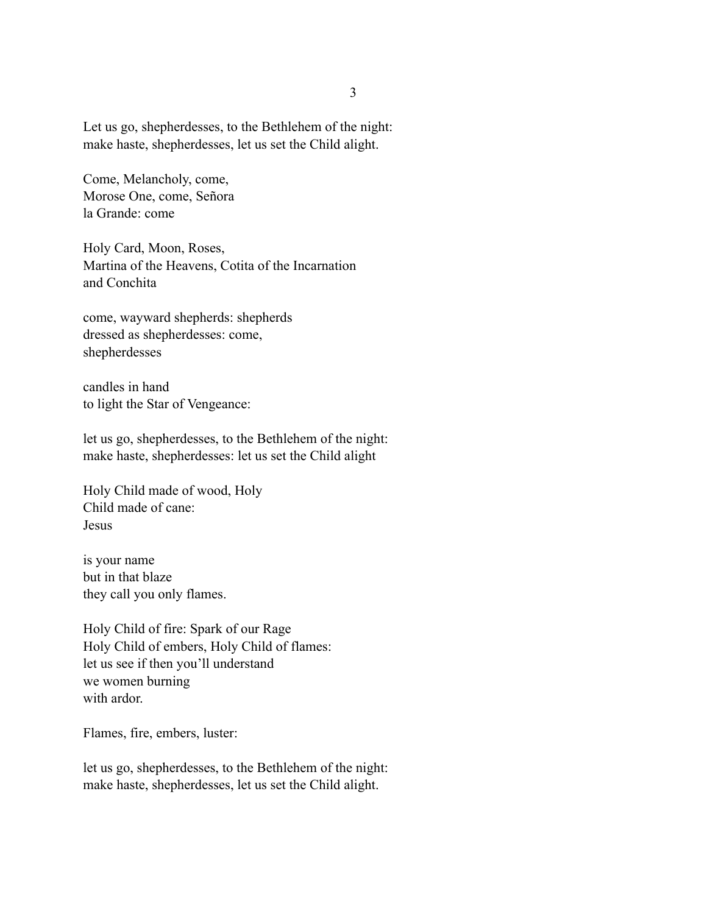Let us go, shepherdesses, to the Bethlehem of the night:  
make haste, shepherdesses, let us set the Child alight.

Come, Melancholy, come,  
Morose One, come, Señora  
la Grande: come

Holy Card, Moon, Roses,  
Martina of the Heavens, Cotita of the Incarnation  
and Conchita

come, wayward shepherds: shepherds  
dressed as shepherdesses: come,  
shepherdesses

candles in hand  
to light the Star of Vengeance:

let us go, shepherdesses, to the Bethlehem of the night:  
make haste, shepherdesses: let us set the Child alight

Holy Child made of wood, Holy  
Child made of cane:  
Jesus

is your name  
but in that blaze  
they call you only flames.

Holy Child of fire: Spark of our Rage  
Holy Child of embers, Holy Child of flames:  
let us see if then you'll understand  
we women burning  
with ardor.

Flames, fire, embers, luster:

let us go, shepherdesses, to the Bethlehem of the night:  
make haste, shepherdesses, let us set the Child alight.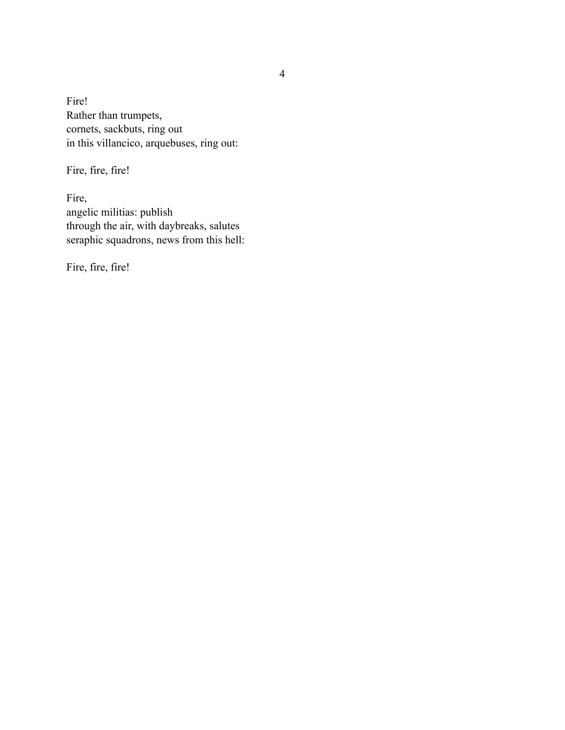Fire!
Rather than trumpets,
cornets, sackbuts, ring out
in this villancico, arquebuses, ring out:

Fire, fire, fire!

Fire,
angelic militias: publish
through the air, with daybreaks, salutes
seraphic squadrons, news from this hell:

Fire, fire, fire!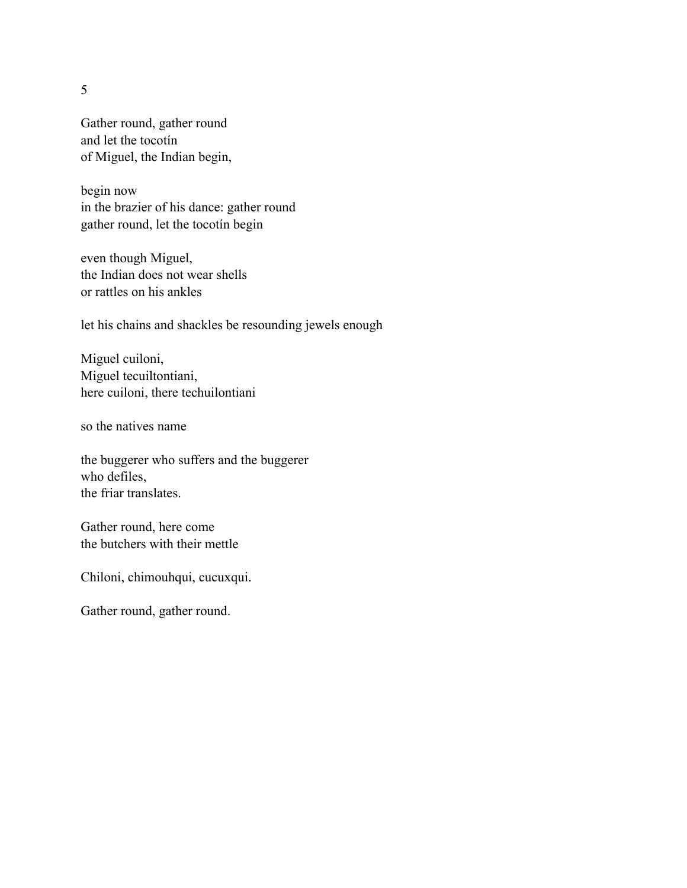5

Gather round, gather round  
and let the tocotín  
of Miguel, the Indian begin,

begin now  
in the brazier of his dance: gather round  
gather round, let the tocotín begin

even though Miguel,  
the Indian does not wear shells  
or rattles on his ankles

let his chains and shackles be resounding jewels enough

Miguel cuiloni,  
Miguel tecuiltontiani,  
here cuiloni, there techuilontiani

so the natives name

the buggerer who suffers and the buggerer  
who defiles,  
the friar translates.

Gather round, here come  
the butchers with their mettle

Chiloni, chimouhqui, cucuxqui.

Gather round, gather round.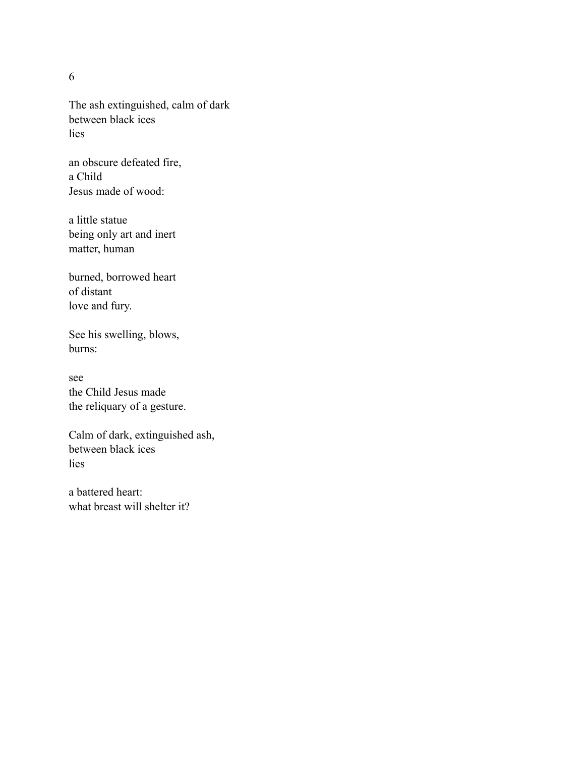6

The ash extinguished, calm of dark
between black ices
lies

an obscure defeated fire,
a Child
Jesus made of wood:

a little statue
being only art and inert
matter, human

burned, borrowed heart
of distant
love and fury.

See his swelling, blows,
burns:

see
the Child Jesus made
the reliquary of a gesture.

Calm of dark, extinguished ash,
between black ices
lies

a battered heart:
what breast will shelter it?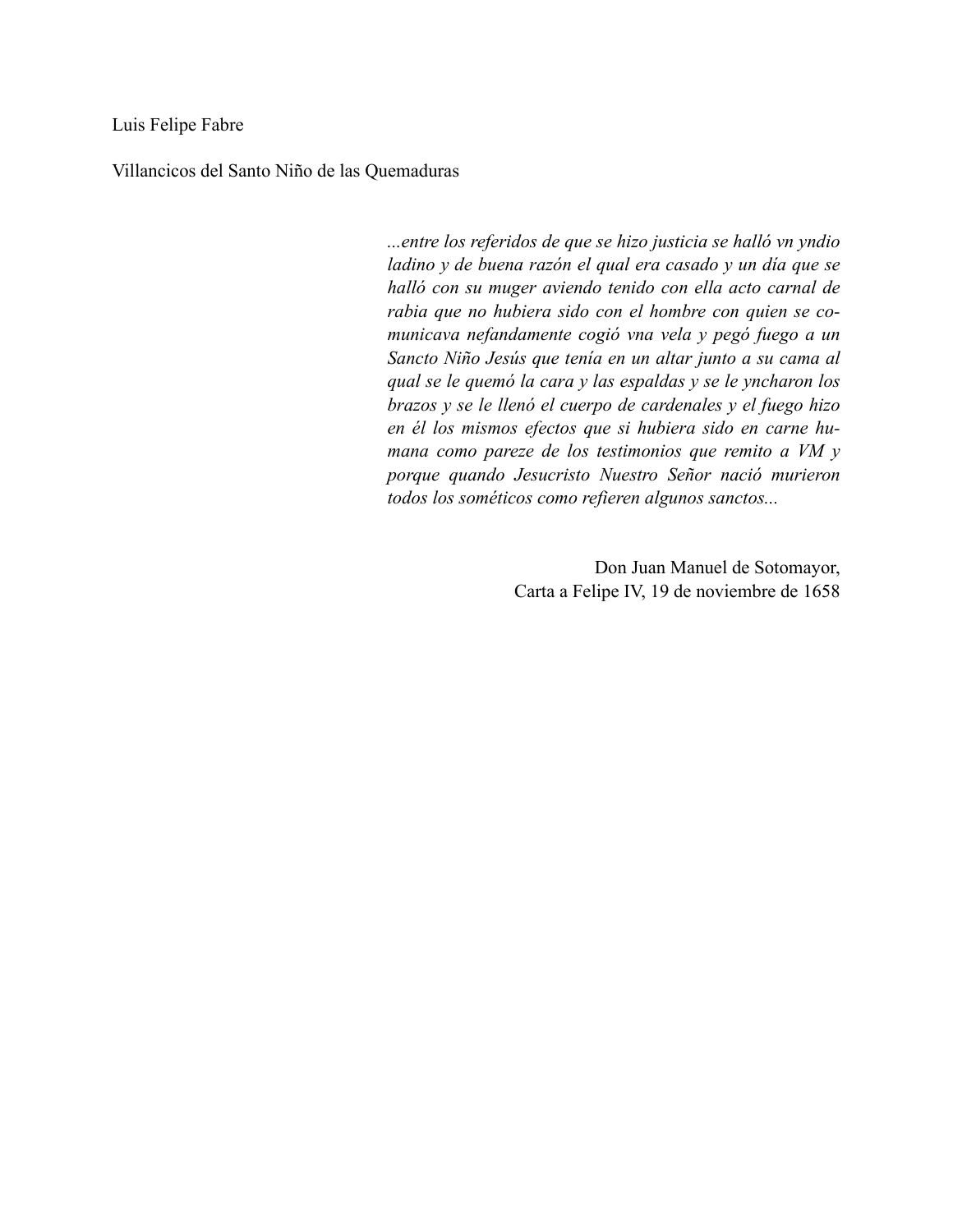Luis Felipe Fabre

Villancicos del Santo Niño de las Quemaduras

> *...entre los referidos de que se hizo justicia se halló vn yndio ladino y de buena razón el qual era casado y un día que se halló con su muger aviendo tenido con ella acto carnal de rabia que no hubiera sido con el hombre con quien se comunicava nefandamente cogió vna vela y pegó fuego a un Sancto Niño Jesús que tenía en un altar junto a su cama al qual se le quemó la cara y las espaldas y se le yncharon los brazos y se le llenó el cuerpo de cardenales y el fuego hizo en él los mismos efectos que si hubiera sido en carne humana como pareze de los testimonios que remito a VM y porque quando Jesucristo Nuestro Señor nació murieron todos los sométicos como refieren algunos sanctos...*
>
> Don Juan Manuel de Sotomayor,
> Carta a Felipe IV, 19 de noviembre de 1658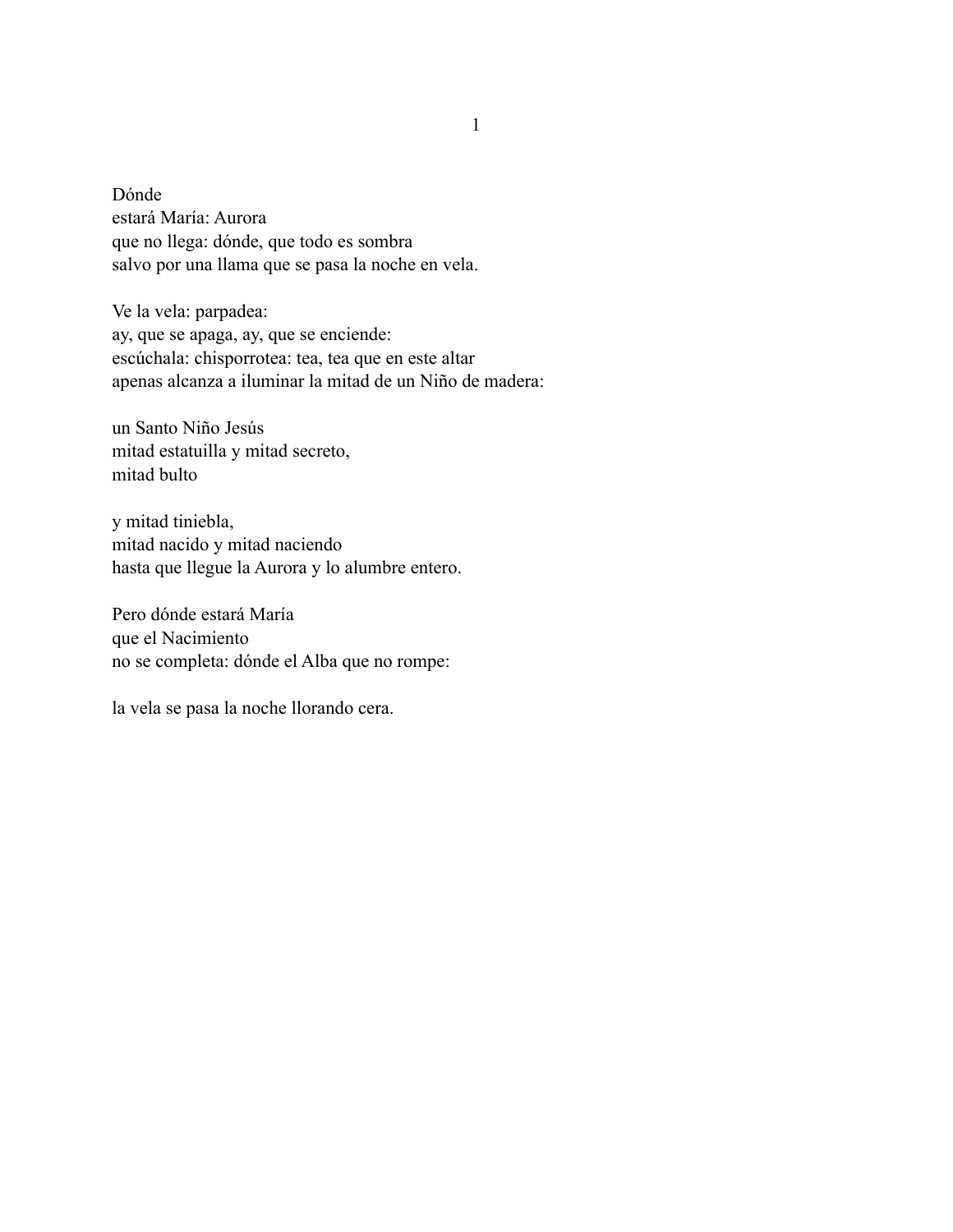Dónde  
estará María: Aurora  
que no llega: dónde, que todo es sombra  
salvo por una llama que se pasa la noche en vela.

Ve la vela: parpadea:  
ay, que se apaga, ay, que se enciende:  
escúchala: chisporrotea: tea, tea que en este altar  
apenas alcanza a iluminar la mitad de un Niño de madera:

un Santo Niño Jesús  
mitad estatuilla y mitad secreto,  
mitad bulto

y mitad tiniebla,  
mitad nacido y mitad naciendo  
hasta que llegue la Aurora y lo alumbre entero.

Pero dónde estará María  
que el Nacimiento  
no se completa: dónde el Alba que no rompe:

la vela se pasa la noche llorando cera.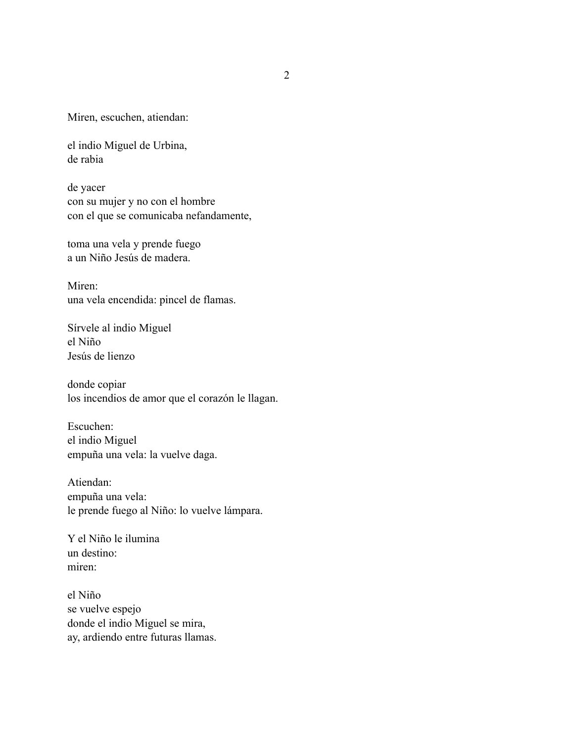Miren, escuchen, atiendan:

el indio Miguel de Urbina,  
de rabia

de yacer  
con su mujer y no con el hombre  
con el que se comunicaba nefandamente,

toma una vela y prende fuego  
a un Niño Jesús de madera.

Miren:  
una vela encendida: pincel de flamas.

Sírvele al indio Miguel  
el Niño  
Jesús de lienzo

donde copiar  
los incendios de amor que el corazón le llagan.

Escuchen:  
el indio Miguel  
empuña una vela: la vuelve daga.

Atiendan:  
empuña una vela:  
le prende fuego al Niño: lo vuelve lámpara.

Y el Niño le ilumina  
un destino:  
miren:

el Niño  
se vuelve espejo  
donde el indio Miguel se mira,  
ay, ardiendo entre futuras llamas.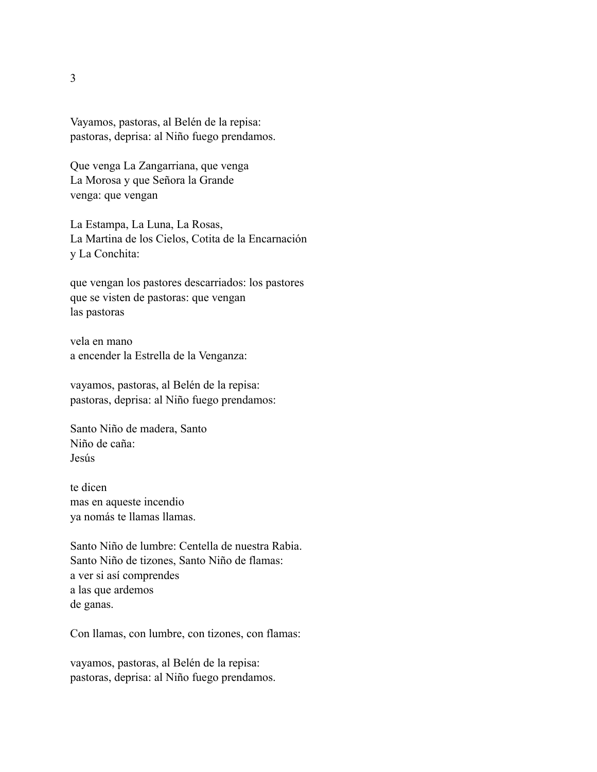3

Vayamos, pastoras, al Belén de la repisa:
pastoras, deprisa: al Niño fuego prendamos.

Que venga La Zangarriana, que venga
La Morosa y que Señora la Grande
venga: que vengan

La Estampa, La Luna, La Rosas,
La Martina de los Cielos, Cotita de la Encarnación
y La Conchita:

que vengan los pastores descarriados: los pastores
que se visten de pastoras: que vengan
las pastoras

vela en mano
a encender la Estrella de la Venganza:

vayamos, pastoras, al Belén de la repisa:
pastoras, deprisa: al Niño fuego prendamos:

Santo Niño de madera, Santo
Niño de caña:
Jesús

te dicen
mas en aqueste incendio
ya nomás te llamas llamas.

Santo Niño de lumbre: Centella de nuestra Rabia.
Santo Niño de tizones, Santo Niño de flamas:
a ver si así comprendes
a las que ardemos
de ganas.

Con llamas, con lumbre, con tizones, con flamas:

vayamos, pastoras, al Belén de la repisa:
pastoras, deprisa: al Niño fuego prendamos.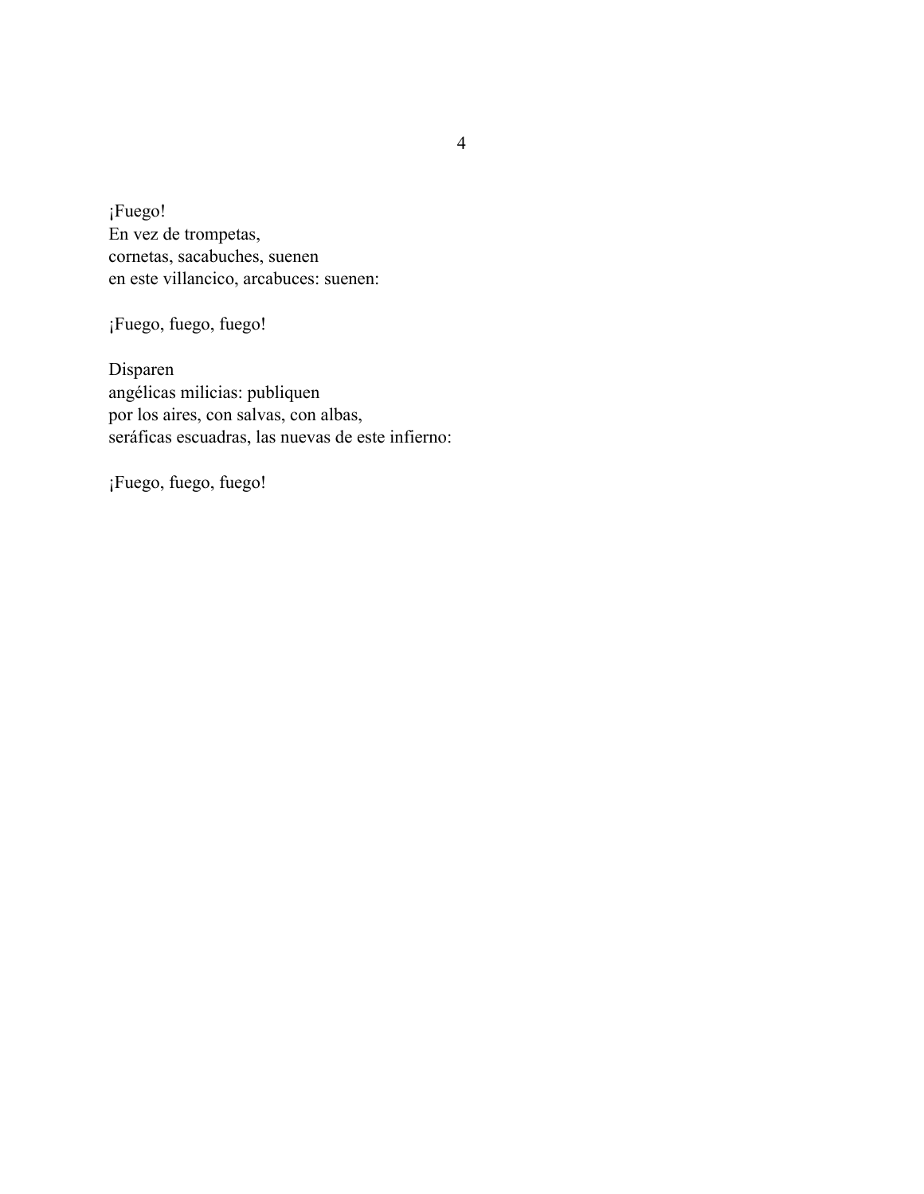¡Fuego!  
En vez de trompetas,  
cornetas, sacabuches, suenen  
en este villancico, arcabuces: suenen:

¡Fuego, fuego, fuego!

Disparen  
angélicas milicias: publiquen  
por los aires, con salvas, con albas,  
seráficas escuadras, las nuevas de este infierno:

¡Fuego, fuego, fuego!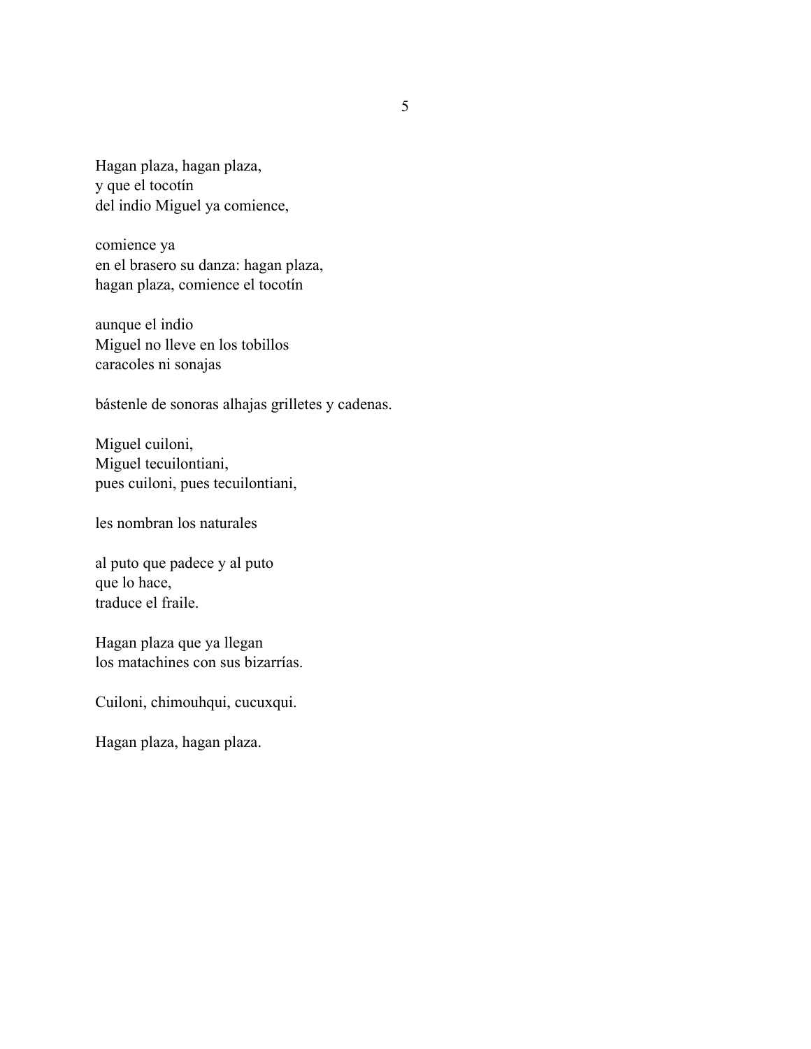Hagan plaza, hagan plaza,  
y que el tocotín  
del indio Miguel ya comience,

comience ya  
en el brasero su danza: hagan plaza,  
hagan plaza, comience el tocotín

aunque el indio  
Miguel no lleve en los tobillos  
caracoles ni sonajas

bástenle de sonoras alhajas grilletes y cadenas.

Miguel cuiloni,  
Miguel tecuilontiani,  
pues cuiloni, pues tecuilontiani,

les nombran los naturales

al puto que padece y al puto  
que lo hace,  
traduce el fraile.

Hagan plaza que ya llegan  
los matachines con sus bizarrías.

Cuiloni, chimouhqui, cucuxqui.

Hagan plaza, hagan plaza.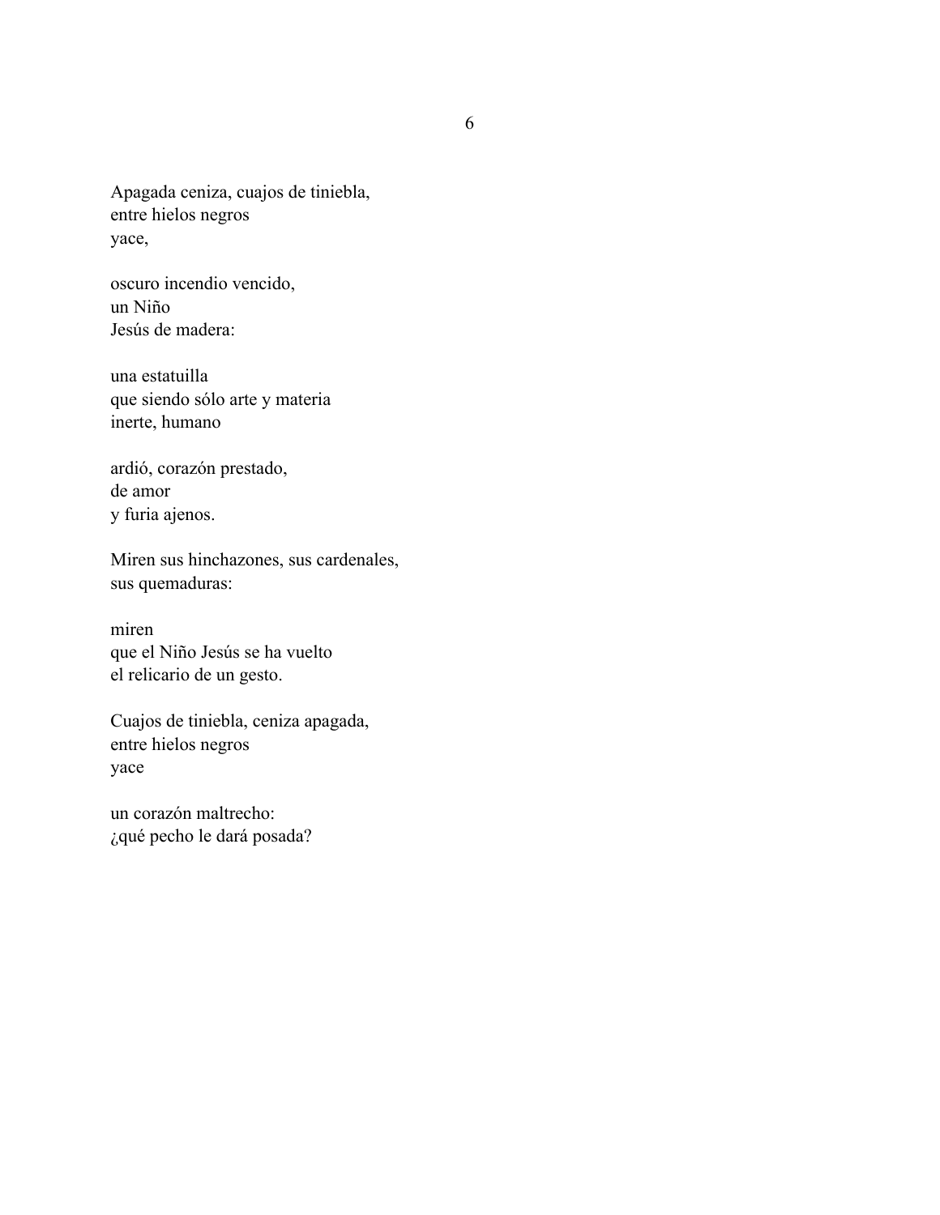Apagada ceniza, cuajos de tiniebla,  
entre hielos negros  
yace,

oscuro incendio vencido,  
un Niño  
Jesús de madera:

una estatuilla  
que siendo sólo arte y materia  
inerte, humano

ardió, corazón prestado,  
de amor  
y furia ajenos.

Miren sus hinchazones, sus cardenales,  
sus quemaduras:

miren  
que el Niño Jesús se ha vuelto  
el relicario de un gesto.

Cuajos de tiniebla, ceniza apagada,  
entre hielos negros  
yace

un corazón maltrecho:  
¿qué pecho le dará posada?